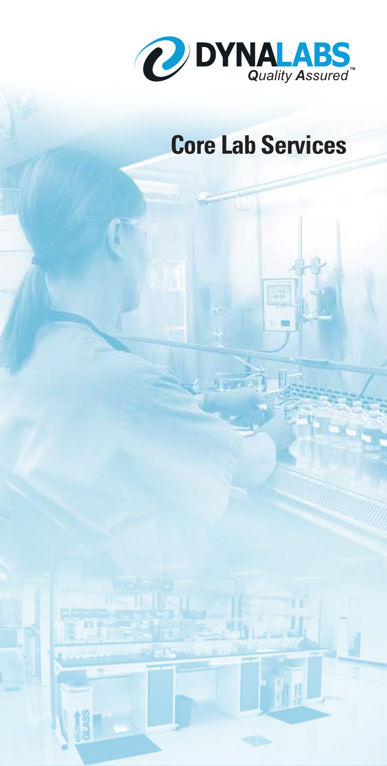DYNALABS

*Quality Assured*™

# Core Lab Services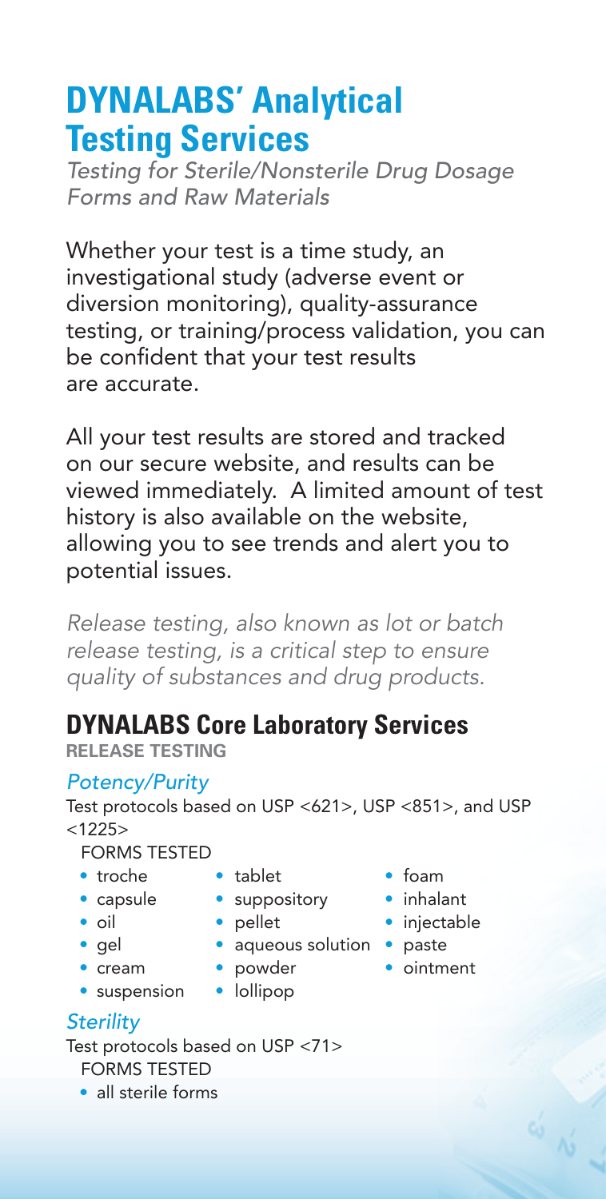# DYNALABS' Analytical Testing Services

*Testing for Sterile/Nonsterile Drug Dosage Forms and Raw Materials*

Whether your test is a time study, an investigational study (adverse event or diversion monitoring), quality-assurance testing, or training/process validation, you can be confident that your test results are accurate.

All your test results are stored and tracked on our secure website, and results can be viewed immediately. A limited amount of test history is also available on the website, allowing you to see trends and alert you to potential issues.

*Release testing, also known as lot or batch release testing, is a critical step to ensure quality of substances and drug products.*

## DYNALABS Core Laboratory Services

**RELEASE TESTING**

### *Potency/Purity*

Test protocols based on USP <621>, USP <851>, and USP <1225>

FORMS TESTED

- troche
- capsule
- oil
- gel
- cream
- suspension
- tablet
- suppository
- pellet
- aqueous solution
- powder
- lollipop
- foam
- inhalant
- injectable
- paste
- ointment

### *Sterility*

Test protocols based on USP <71>

FORMS TESTED

- all sterile forms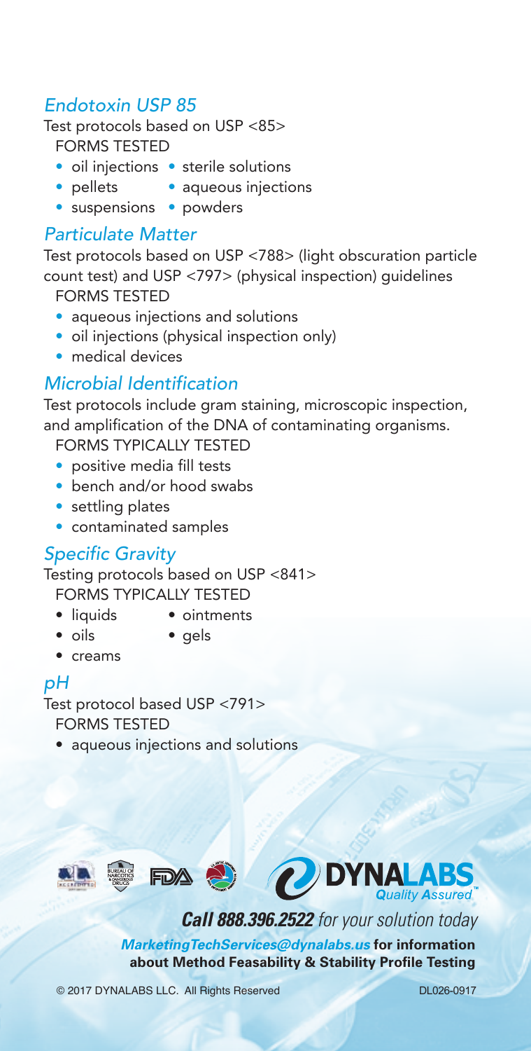## *Endotoxin USP 85*

Test protocols based on USP <85>

FORMS TESTED

- oil injections
- sterile solutions
- pellets
- aqueous injections
- suspensions
- powders

## *Particulate Matter*

Test protocols based on USP <788> (light obscuration particle count test) and USP <797> (physical inspection) guidelines

FORMS TESTED

- aqueous injections and solutions
- oil injections (physical inspection only)
- medical devices

## *Microbial Identification*

Test protocols include gram staining, microscopic inspection, and amplification of the DNA of contaminating organisms.

FORMS TYPICALLY TESTED

- positive media fill tests
- bench and/or hood swabs
- settling plates
- contaminated samples

## *Specific Gravity*

Testing protocols based on USP <841>

FORMS TYPICALLY TESTED

- liquids
- ointments
- oils
- gels
- creams

## *pH*

Test protocol based USP <791>

FORMS TESTED

- aqueous injections and solutions

DYNALABS *Quality Assured*™

***Call 888.396.2522*** *for your solution today*

***MarketingTechServices@dynalabs.us*** **for information about Method Feasability & Stability Profile Testing**

© 2017 DYNALABS LLC. All Rights Reserved DL026-0917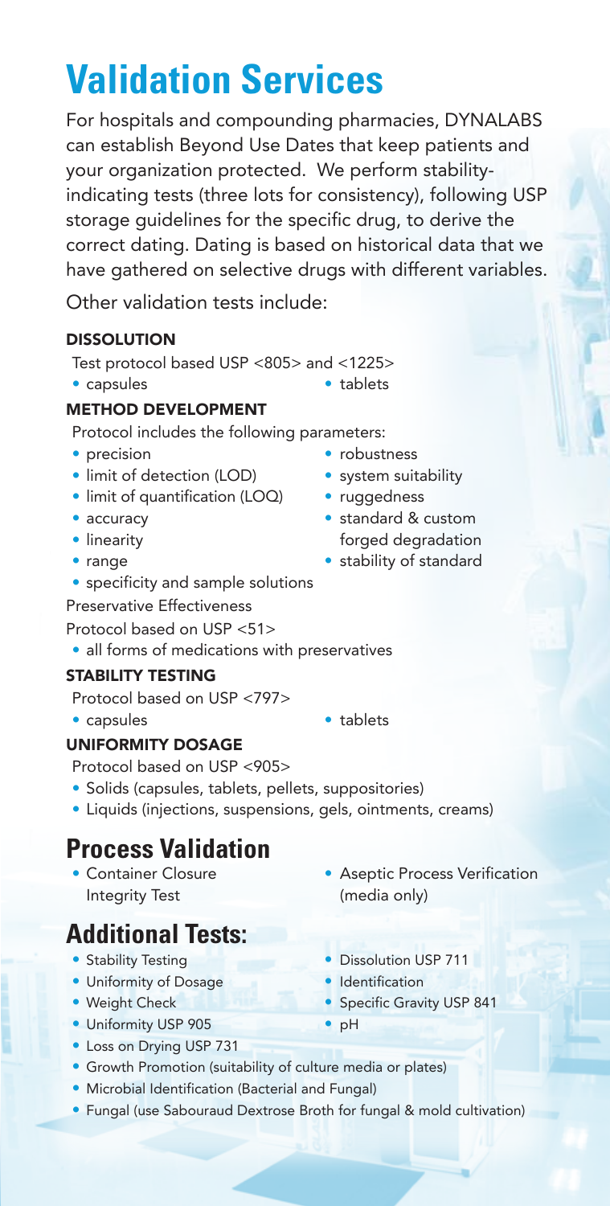# Validation Services

For hospitals and compounding pharmacies, DYNALABS can establish Beyond Use Dates that keep patients and your organization protected. We perform stability-indicating tests (three lots for consistency), following USP storage guidelines for the specific drug, to derive the correct dating. Dating is based on historical data that we have gathered on selective drugs with different variables.

Other validation tests include:

### DISSOLUTION

Test protocol based USP <805> and <1225>

- capsules
- tablets

### METHOD DEVELOPMENT

Protocol includes the following parameters:

- precision
- limit of detection (LOD)
- limit of quantification (LOQ)
- accuracy
- linearity
- range
- specificity and sample solutions
- robustness
- system suitability
- ruggedness
- standard & custom forged degradation
- stability of standard

Preservative Effectiveness

Protocol based on USP <51>

- all forms of medications with preservatives

### STABILITY TESTING

Protocol based on USP <797>

- capsules
- tablets

### UNIFORMITY DOSAGE

Protocol based on USP <905>

- Solids (capsules, tablets, pellets, suppositories)
- Liquids (injections, suspensions, gels, ointments, creams)

## Process Validation

- Container Closure Integrity Test
- Aseptic Process Verification (media only)

## Additional Tests:

- Stability Testing
- Uniformity of Dosage
- Weight Check
- Uniformity USP 905
- Loss on Drying USP 731
- Dissolution USP 711
- Identification
- Specific Gravity USP 841
- pH
- Growth Promotion (suitability of culture media or plates)
- Microbial Identification (Bacterial and Fungal)
- Fungal (use Sabouraud Dextrose Broth for fungal & mold cultivation)